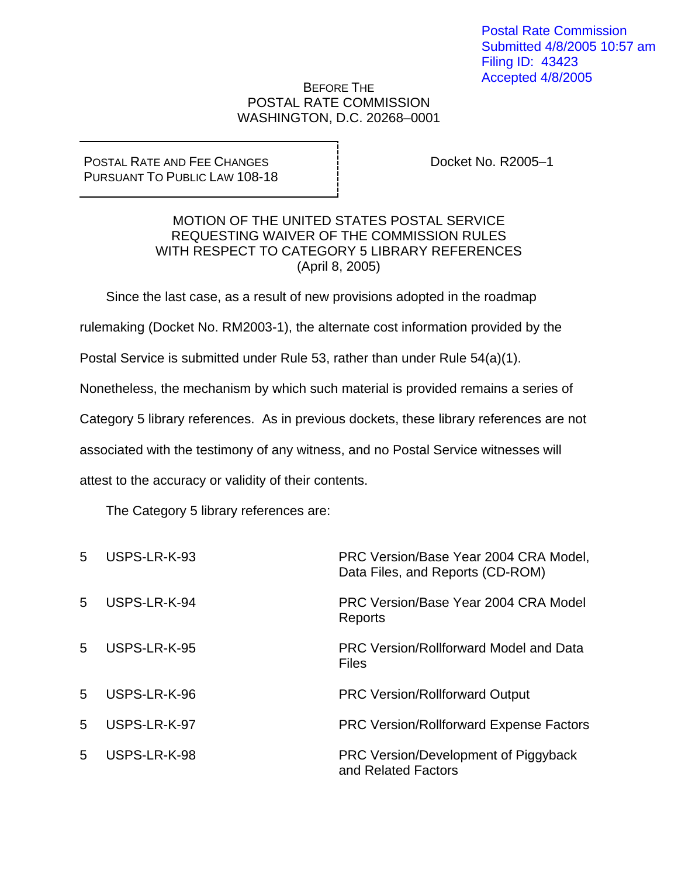Postal Rate Commission
Submitted 4/8/2005 10:57 am
Filing ID: 43423
Accepted 4/8/2005

BEFORE THE
POSTAL RATE COMMISSION
WASHINGTON, D.C. 20268–0001

POSTAL RATE AND FEE CHANGES
PURSUANT TO PUBLIC LAW 108-18

Docket No. R2005–1

MOTION OF THE UNITED STATES POSTAL SERVICE
REQUESTING WAIVER OF THE COMMISSION RULES
WITH RESPECT TO CATEGORY 5 LIBRARY REFERENCES
(April 8, 2005)

Since the last case, as a result of new provisions adopted in the roadmap rulemaking (Docket No. RM2003-1), the alternate cost information provided by the Postal Service is submitted under Rule 53, rather than under Rule 54(a)(1). Nonetheless, the mechanism by which such material is provided remains a series of Category 5 library references. As in previous dockets, these library references are not associated with the testimony of any witness, and no Postal Service witnesses will attest to the accuracy or validity of their contents.

The Category 5 library references are:

| | | |
|---|---|---|
| 5 | USPS-LR-K-93 | PRC Version/Base Year 2004 CRA Model, Data Files, and Reports (CD-ROM) |
| 5 | USPS-LR-K-94 | PRC Version/Base Year 2004 CRA Model Reports |
| 5 | USPS-LR-K-95 | PRC Version/Rollforward Model and Data Files |
| 5 | USPS-LR-K-96 | PRC Version/Rollforward Output |
| 5 | USPS-LR-K-97 | PRC Version/Rollforward Expense Factors |
| 5 | USPS-LR-K-98 | PRC Version/Development of Piggyback and Related Factors |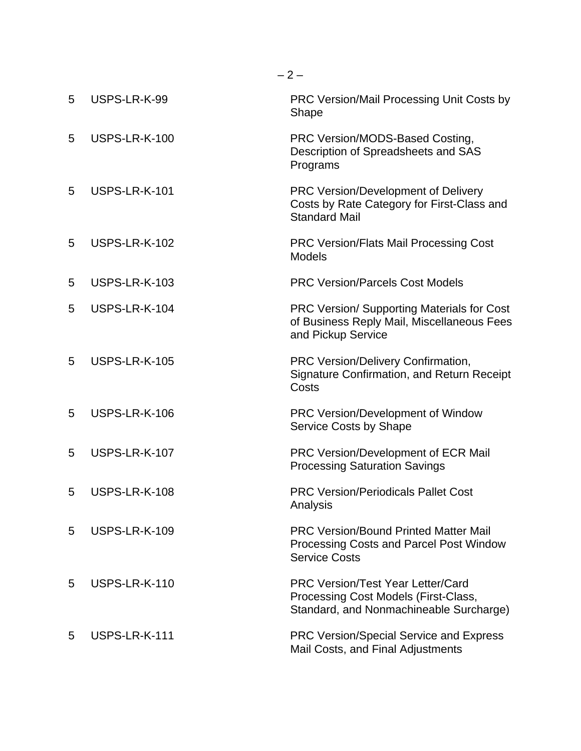| | | |
|---|---|---|
| 5 | USPS-LR-K-99 | PRC Version/Mail Processing Unit Costs by Shape |
| 5 | USPS-LR-K-100 | PRC Version/MODS-Based Costing, Description of Spreadsheets and SAS Programs |
| 5 | USPS-LR-K-101 | PRC Version/Development of Delivery Costs by Rate Category for First-Class and Standard Mail |
| 5 | USPS-LR-K-102 | PRC Version/Flats Mail Processing Cost Models |
| 5 | USPS-LR-K-103 | PRC Version/Parcels Cost Models |
| 5 | USPS-LR-K-104 | PRC Version/ Supporting Materials for Cost of Business Reply Mail, Miscellaneous Fees and Pickup Service |
| 5 | USPS-LR-K-105 | PRC Version/Delivery Confirmation, Signature Confirmation, and Return Receipt Costs |
| 5 | USPS-LR-K-106 | PRC Version/Development of Window Service Costs by Shape |
| 5 | USPS-LR-K-107 | PRC Version/Development of ECR Mail Processing Saturation Savings |
| 5 | USPS-LR-K-108 | PRC Version/Periodicals Pallet Cost Analysis |
| 5 | USPS-LR-K-109 | PRC Version/Bound Printed Matter Mail Processing Costs and Parcel Post Window Service Costs |
| 5 | USPS-LR-K-110 | PRC Version/Test Year Letter/Card Processing Cost Models (First-Class, Standard, and Nonmachineable Surcharge) |
| 5 | USPS-LR-K-111 | PRC Version/Special Service and Express Mail Costs, and Final Adjustments |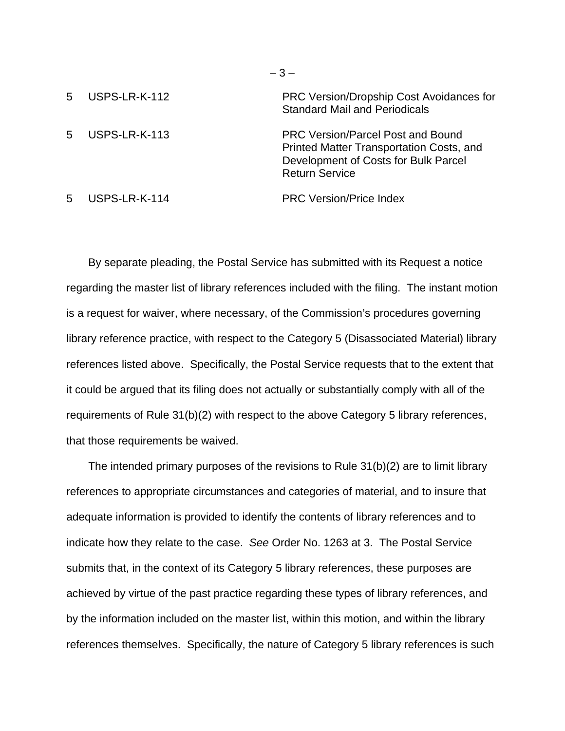| | | |
|---|---|---|
| 5 | USPS-LR-K-112 | PRC Version/Dropship Cost Avoidances for Standard Mail and Periodicals |
| 5 | USPS-LR-K-113 | PRC Version/Parcel Post and Bound Printed Matter Transportation Costs, and Development of Costs for Bulk Parcel Return Service |
| 5 | USPS-LR-K-114 | PRC Version/Price Index |

By separate pleading, the Postal Service has submitted with its Request a notice regarding the master list of library references included with the filing. The instant motion is a request for waiver, where necessary, of the Commission's procedures governing library reference practice, with respect to the Category 5 (Disassociated Material) library references listed above. Specifically, the Postal Service requests that to the extent that it could be argued that its filing does not actually or substantially comply with all of the requirements of Rule 31(b)(2) with respect to the above Category 5 library references, that those requirements be waived.

The intended primary purposes of the revisions to Rule 31(b)(2) are to limit library references to appropriate circumstances and categories of material, and to insure that adequate information is provided to identify the contents of library references and to indicate how they relate to the case. *See* Order No. 1263 at 3. The Postal Service submits that, in the context of its Category 5 library references, these purposes are achieved by virtue of the past practice regarding these types of library references, and by the information included on the master list, within this motion, and within the library references themselves. Specifically, the nature of Category 5 library references is such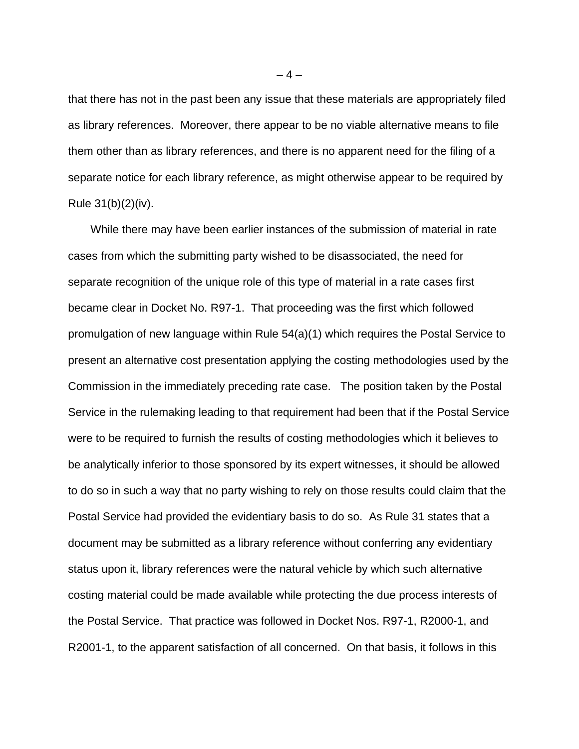that there has not in the past been any issue that these materials are appropriately filed as library references. Moreover, there appear to be no viable alternative means to file them other than as library references, and there is no apparent need for the filing of a separate notice for each library reference, as might otherwise appear to be required by Rule 31(b)(2)(iv).

While there may have been earlier instances of the submission of material in rate cases from which the submitting party wished to be disassociated, the need for separate recognition of the unique role of this type of material in a rate cases first became clear in Docket No. R97-1. That proceeding was the first which followed promulgation of new language within Rule 54(a)(1) which requires the Postal Service to present an alternative cost presentation applying the costing methodologies used by the Commission in the immediately preceding rate case. The position taken by the Postal Service in the rulemaking leading to that requirement had been that if the Postal Service were to be required to furnish the results of costing methodologies which it believes to be analytically inferior to those sponsored by its expert witnesses, it should be allowed to do so in such a way that no party wishing to rely on those results could claim that the Postal Service had provided the evidentiary basis to do so. As Rule 31 states that a document may be submitted as a library reference without conferring any evidentiary status upon it, library references were the natural vehicle by which such alternative costing material could be made available while protecting the due process interests of the Postal Service. That practice was followed in Docket Nos. R97-1, R2000-1, and R2001-1, to the apparent satisfaction of all concerned. On that basis, it follows in this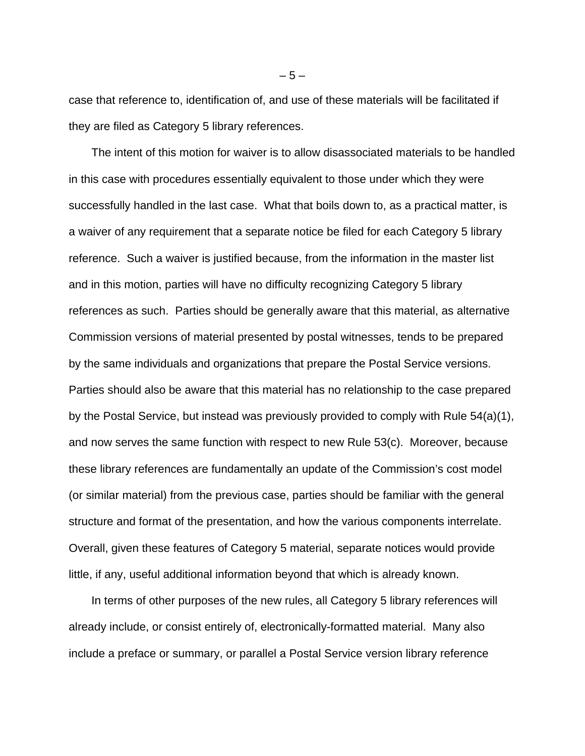case that reference to, identification of, and use of these materials will be facilitated if they are filed as Category 5 library references.

The intent of this motion for waiver is to allow disassociated materials to be handled in this case with procedures essentially equivalent to those under which they were successfully handled in the last case. What that boils down to, as a practical matter, is a waiver of any requirement that a separate notice be filed for each Category 5 library reference. Such a waiver is justified because, from the information in the master list and in this motion, parties will have no difficulty recognizing Category 5 library references as such. Parties should be generally aware that this material, as alternative Commission versions of material presented by postal witnesses, tends to be prepared by the same individuals and organizations that prepare the Postal Service versions. Parties should also be aware that this material has no relationship to the case prepared by the Postal Service, but instead was previously provided to comply with Rule 54(a)(1), and now serves the same function with respect to new Rule 53(c). Moreover, because these library references are fundamentally an update of the Commission's cost model (or similar material) from the previous case, parties should be familiar with the general structure and format of the presentation, and how the various components interrelate. Overall, given these features of Category 5 material, separate notices would provide little, if any, useful additional information beyond that which is already known.

In terms of other purposes of the new rules, all Category 5 library references will already include, or consist entirely of, electronically-formatted material. Many also include a preface or summary, or parallel a Postal Service version library reference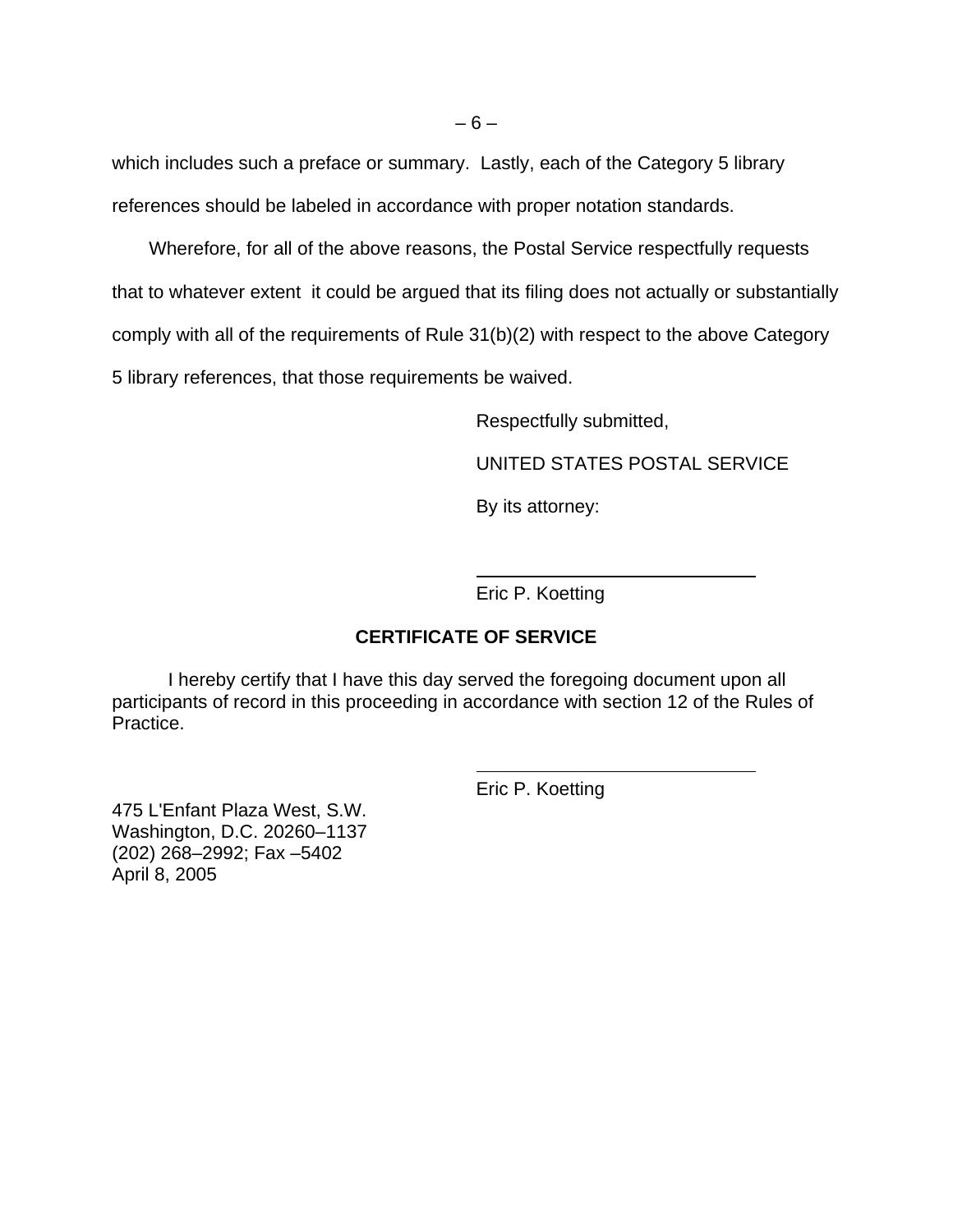which includes such a preface or summary. Lastly, each of the Category 5 library references should be labeled in accordance with proper notation standards.

Wherefore, for all of the above reasons, the Postal Service respectfully requests that to whatever extent it could be argued that its filing does not actually or substantially comply with all of the requirements of Rule 31(b)(2) with respect to the above Category 5 library references, that those requirements be waived.

Respectfully submitted,

UNITED STATES POSTAL SERVICE

By its attorney:

\_\_\_\_\_\_\_\_\_\_\_\_\_\_\_\_\_\_\_\_\_\_\_\_\_\_\_\_

Eric P. Koetting

**CERTIFICATE OF SERVICE**

I hereby certify that I have this day served the foregoing document upon all participants of record in this proceeding in accordance with section 12 of the Rules of Practice.

\_\_\_\_\_\_\_\_\_\_\_\_\_\_\_\_\_\_\_\_\_\_\_\_\_\_\_\_

Eric P. Koetting

475 L'Enfant Plaza West, S.W.
Washington, D.C. 20260–1137
(202) 268–2992; Fax –5402
April 8, 2005